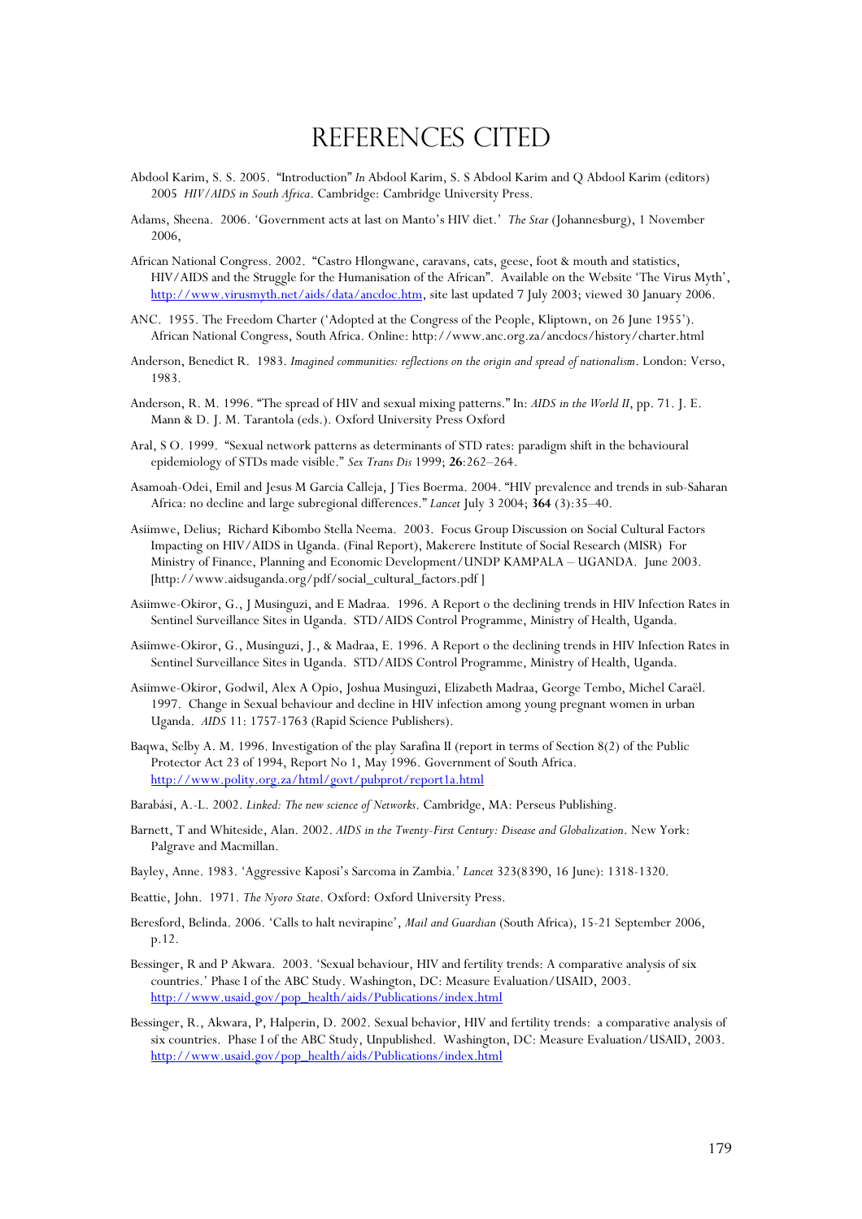# REFERENCES CITED

Abdool Karim, S. S. 2005. "Introduction" *In* Abdool Karim, S. S Abdool Karim and Q Abdool Karim (editors) 2005 *HIV/AIDS in South Africa*. Cambridge: Cambridge University Press.

Adams, Sheena. 2006. 'Government acts at last on Manto's HIV diet.' *The Star* (Johannesburg), 1 November 2006,

African National Congress. 2002. "Castro Hlongwane, caravans, cats, geese, foot & mouth and statistics, HIV/AIDS and the Struggle for the Humanisation of the African". Available on the Website 'The Virus Myth', http://www.virusmyth.net/aids/data/ancdoc.htm, site last updated 7 July 2003; viewed 30 January 2006.

ANC. 1955. The Freedom Charter ('Adopted at the Congress of the People, Kliptown, on 26 June 1955'). African National Congress, South Africa. Online: http://www.anc.org.za/ancdocs/history/charter.html

Anderson, Benedict R. 1983. *Imagined communities: reflections on the origin and spread of nationalism*. London: Verso, 1983.

Anderson, R. M. 1996. "The spread of HIV and sexual mixing patterns." In: *AIDS in the World II*, pp. 71. J. E. Mann & D. J. M. Tarantola (eds.). Oxford University Press Oxford

Aral, S O. 1999. "Sexual network patterns as determinants of STD rates: paradigm shift in the behavioural epidemiology of STDs made visible." *Sex Trans Dis* 1999; **26**:262–264.

Asamoah-Odei, Emil and Jesus M Garcia Calleja, J Ties Boerma. 2004. "HIV prevalence and trends in sub-Saharan Africa: no decline and large subregional differences." *Lancet* July 3 2004; **364** (3):35–40.

Asiimwe, Delius; Richard Kibombo Stella Neema. 2003. Focus Group Discussion on Social Cultural Factors Impacting on HIV/AIDS in Uganda. (Final Report), Makerere Institute of Social Research (MISR) For Ministry of Finance, Planning and Economic Development/UNDP KAMPALA – UGANDA. June 2003. [http://www.aidsuganda.org/pdf/social_cultural_factors.pdf ]

Asiimwe-Okiror, G., J Musinguzi, and E Madraa. 1996. A Report o the declining trends in HIV Infection Rates in Sentinel Surveillance Sites in Uganda. STD/AIDS Control Programme, Ministry of Health, Uganda.

Asiimwe-Okiror, G., Musinguzi, J., & Madraa, E. 1996. A Report o the declining trends in HIV Infection Rates in Sentinel Surveillance Sites in Uganda. STD/AIDS Control Programme, Ministry of Health, Uganda.

Asiimwe-Okiror, Godwil, Alex A Opio, Joshua Musinguzi, Elizabeth Madraa, George Tembo, Michel Caraël. 1997. Change in Sexual behaviour and decline in HIV infection among young pregnant women in urban Uganda. *AIDS* 11: 1757-1763 (Rapid Science Publishers).

Baqwa, Selby A. M. 1996. Investigation of the play Sarafina II (report in terms of Section 8(2) of the Public Protector Act 23 of 1994, Report No 1, May 1996. Government of South Africa. http://www.polity.org.za/html/govt/pubprot/report1a.html

Barabási, A.-L. 2002. *Linked: The new science of Networks*. Cambridge, MA: Perseus Publishing.

Barnett, T and Whiteside, Alan. 2002. *AIDS in the Twenty-First Century: Disease and Globalization*. New York: Palgrave and Macmillan.

Bayley, Anne. 1983. 'Aggressive Kaposi's Sarcoma in Zambia.' *Lancet* 323(8390, 16 June): 1318-1320.

Beattie, John. 1971. *The Nyoro State*. Oxford: Oxford University Press.

Beresford, Belinda. 2006. 'Calls to halt nevirapine', *Mail and Guardian* (South Africa), 15-21 September 2006, p.12.

Bessinger, R and P Akwara. 2003. 'Sexual behaviour, HIV and fertility trends: A comparative analysis of six countries.' Phase I of the ABC Study. Washington, DC: Measure Evaluation/USAID, 2003. http://www.usaid.gov/pop_health/aids/Publications/index.html

Bessinger, R., Akwara, P, Halperin, D. 2002. Sexual behavior, HIV and fertility trends: a comparative analysis of six countries. Phase I of the ABC Study, Unpublished. Washington, DC: Measure Evaluation/USAID, 2003. http://www.usaid.gov/pop_health/aids/Publications/index.html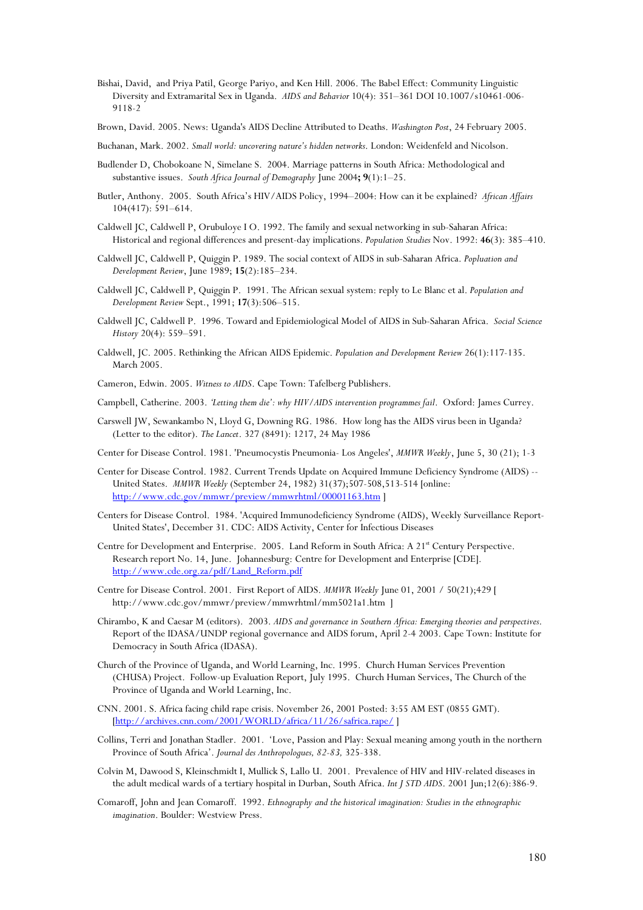Bishai, David, and Priya Patil, George Pariyo, and Ken Hill. 2006. The Babel Effect: Community Linguistic Diversity and Extramarital Sex in Uganda. *AIDS and Behavior* 10(4): 351–361 DOI 10.1007/s10461-006-9118-2

Brown, David. 2005. News: Uganda's AIDS Decline Attributed to Deaths. *Washington Post*, 24 February 2005.

Buchanan, Mark. 2002. *Small world: uncovering nature's hidden networks*. London: Weidenfeld and Nicolson.

Budlender D, Chobokoane N, Simelane S. 2004. Marriage patterns in South Africa: Methodological and substantive issues. *South Africa Journal of Demography* June 2004**; 9**(1):1–25.

Butler, Anthony. 2005. South Africa's HIV/AIDS Policy, 1994–2004: How can it be explained? *African Affairs* 104(417): 591–614.

Caldwell JC, Caldwell P, Orubuloye I O. 1992. The family and sexual networking in sub-Saharan Africa: Historical and regional differences and present-day implications. *Population Studies* Nov. 1992: **46**(3): 385–410.

Caldwell JC, Caldwell P, Quiggin P. 1989. The social context of AIDS in sub-Saharan Africa. *Popluation and Development Review*, June 1989; **15**(2):185–234.

Caldwell JC, Caldwell P, Quiggin P. 1991. The African sexual system: reply to Le Blanc et al. *Population and Development Review* Sept., 1991; **17**(3):506–515.

Caldwell JC, Caldwell P. 1996. Toward and Epidemiological Model of AIDS in Sub-Saharan Africa. *Social Science History* 20(4): 559–591.

Caldwell, JC. 2005. Rethinking the African AIDS Epidemic. *Population and Development Review* 26(1):117-135. March 2005.

Cameron, Edwin. 2005. *Witness to AIDS*. Cape Town: Tafelberg Publishers.

Campbell, Catherine. 2003. *'Letting them die': why HIV/AIDS intervention programmes fail*. Oxford: James Currey.

Carswell JW, Sewankambo N, Lloyd G, Downing RG. 1986. How long has the AIDS virus been in Uganda? (Letter to the editor). *The Lancet*. 327 (8491): 1217, 24 May 1986

Center for Disease Control. 1981. 'Pneumocystis Pneumonia- Los Angeles', *MMWR Weekly*, June 5, 30 (21); 1-3

Center for Disease Control. 1982. Current Trends Update on Acquired Immune Deficiency Syndrome (AIDS) -- United States. *MMWR Weekly* (September 24, 1982) 31(37);507-508,513-514 [online: http://www.cdc.gov/mmwr/preview/mmwrhtml/00001163.htm ]

Centers for Disease Control. 1984. 'Acquired Immunodeficiency Syndrome (AIDS), Weekly Surveillance Report-United States', December 31. CDC: AIDS Activity, Center for Infectious Diseases

Centre for Development and Enterprise. 2005. Land Reform in South Africa: A 21st Century Perspective. Research report No. 14, June. Johannesburg: Centre for Development and Enterprise [CDE]. http://www.cde.org.za/pdf/Land_Reform.pdf

Centre for Disease Control. 2001. First Report of AIDS. *MMWR Weekly* June 01, 2001 / 50(21);429 [ http://www.cdc.gov/mmwr/preview/mmwrhtml/mm5021a1.htm ]

Chirambo, K and Caesar M (editors). 2003. *AIDS and governance in Southern Africa: Emerging theories and perspectives*. Report of the IDASA/UNDP regional governance and AIDS forum, April 2-4 2003. Cape Town: Institute for Democracy in South Africa (IDASA).

Church of the Province of Uganda, and World Learning, Inc. 1995. Church Human Services Prevention (CHUSA) Project. Follow-up Evaluation Report, July 1995. Church Human Services, The Church of the Province of Uganda and World Learning, Inc.

CNN. 2001. S. Africa facing child rape crisis. November 26, 2001 Posted: 3:55 AM EST (0855 GMT). [http://archives.cnn.com/2001/WORLD/africa/11/26/safrica.rape/ ]

Collins, Terri and Jonathan Stadler. 2001. 'Love, Passion and Play: Sexual meaning among youth in the northern Province of South Africa'. *Journal des Anthropologues, 82-83,* 325-338.

Colvin M, Dawood S, Kleinschmidt I, Mullick S, Lallo U. 2001. Prevalence of HIV and HIV-related diseases in the adult medical wards of a tertiary hospital in Durban, South Africa. *Int J STD AIDS*. 2001 Jun;12(6):386-9.

Comaroff, John and Jean Comaroff. 1992. *Ethnography and the historical imagination: Studies in the ethnographic imagination*. Boulder: Westview Press.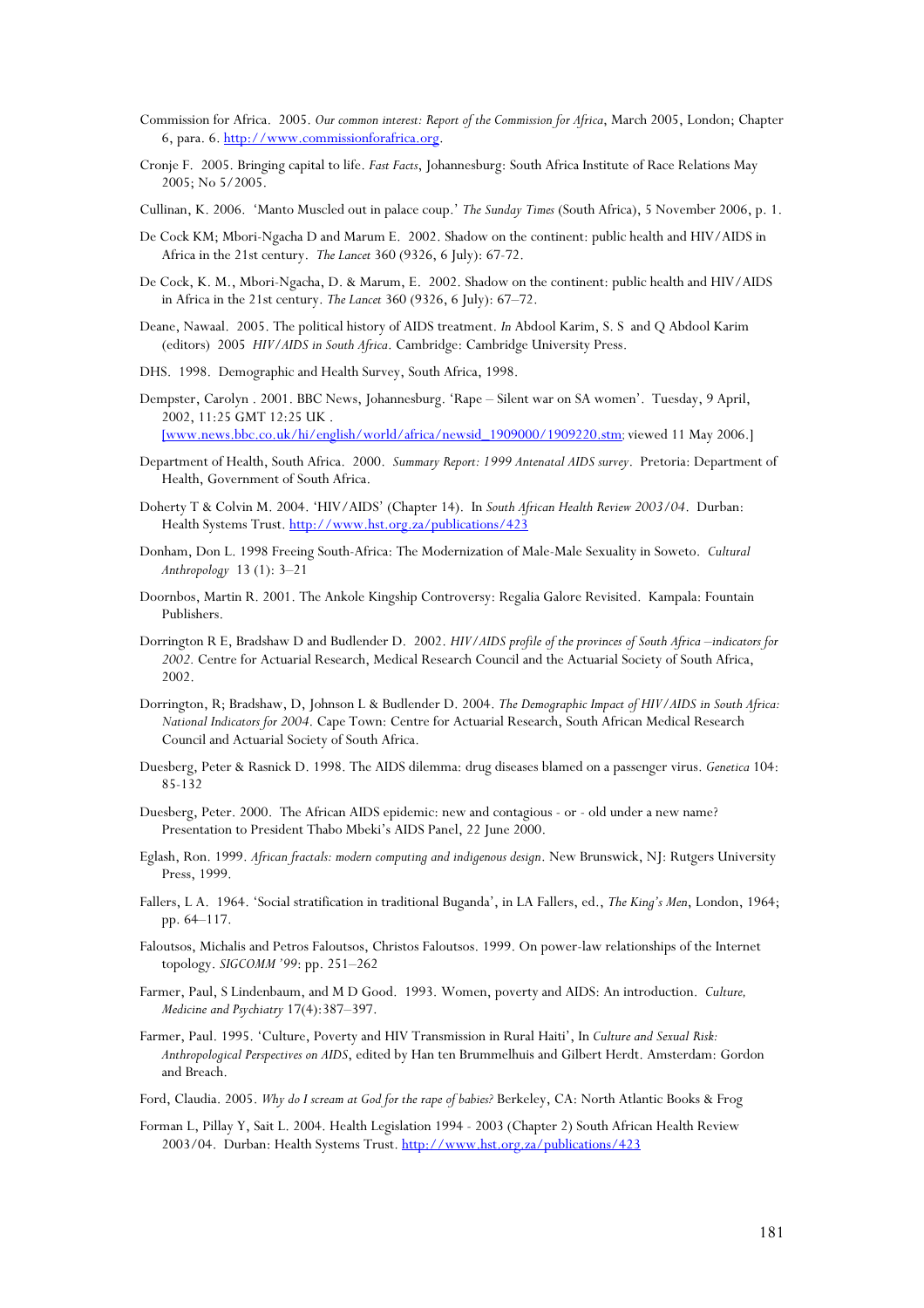Commission for Africa. 2005. *Our common interest: Report of the Commission for Africa*, March 2005, London; Chapter 6, para. 6. http://www.commissionforafrica.org.

Cronje F. 2005. Bringing capital to life. *Fast Facts*, Johannesburg: South Africa Institute of Race Relations May 2005; No 5/2005.

Cullinan, K. 2006. 'Manto Muscled out in palace coup.' *The Sunday Times* (South Africa), 5 November 2006, p. 1.

De Cock KM; Mbori-Ngacha D and Marum E. 2002. Shadow on the continent: public health and HIV/AIDS in Africa in the 21st century. *The Lancet* 360 (9326, 6 July): 67-72.

De Cock, K. M., Mbori-Ngacha, D. & Marum, E. 2002. Shadow on the continent: public health and HIV/AIDS in Africa in the 21st century. *The Lancet* 360 (9326, 6 July): 67–72.

Deane, Nawaal. 2005. The political history of AIDS treatment. *In* Abdool Karim, S. S and Q Abdool Karim (editors) 2005 *HIV/AIDS in South Africa*. Cambridge: Cambridge University Press.

DHS. 1998. Demographic and Health Survey, South Africa, 1998.

Dempster, Carolyn . 2001. BBC News, Johannesburg. 'Rape – Silent war on SA women'. Tuesday, 9 April, 2002, 11:25 GMT 12:25 UK . [www.news.bbc.co.uk/hi/english/world/africa/newsid_1909000/1909220.stm; viewed 11 May 2006.]

Department of Health, South Africa. 2000. *Summary Report: 1999 Antenatal AIDS survey*. Pretoria: Department of Health, Government of South Africa.

Doherty T & Colvin M. 2004. 'HIV/AIDS' (Chapter 14). In *South African Health Review 2003/04*. Durban: Health Systems Trust. http://www.hst.org.za/publications/423

Donham, Don L. 1998 Freeing South-Africa: The Modernization of Male-Male Sexuality in Soweto. *Cultural Anthropology* 13 (1): 3–21

Doornbos, Martin R. 2001. The Ankole Kingship Controversy: Regalia Galore Revisited. Kampala: Fountain Publishers.

Dorrington R E, Bradshaw D and Budlender D. 2002. *HIV/AIDS profile of the provinces of South Africa –indicators for 2002.* Centre for Actuarial Research, Medical Research Council and the Actuarial Society of South Africa, 2002.

Dorrington, R; Bradshaw, D, Johnson L & Budlender D. 2004. *The Demographic Impact of HIV/AIDS in South Africa: National Indicators for 2004.* Cape Town: Centre for Actuarial Research, South African Medical Research Council and Actuarial Society of South Africa.

Duesberg, Peter & Rasnick D. 1998. The AIDS dilemma: drug diseases blamed on a passenger virus. *Genetica* 104: 85-132

Duesberg, Peter. 2000. The African AIDS epidemic: new and contagious - or - old under a new name? Presentation to President Thabo Mbeki's AIDS Panel, 22 June 2000.

Eglash, Ron. 1999. *African fractals: modern computing and indigenous design*. New Brunswick, NJ: Rutgers University Press, 1999.

Fallers, L A. 1964. 'Social stratification in traditional Buganda', in LA Fallers, ed., *The King's Men*, London, 1964; pp. 64–117.

Faloutsos, Michalis and Petros Faloutsos, Christos Faloutsos. 1999. On power-law relationships of the Internet topology. *SIGCOMM '99*: pp. 251–262

Farmer, Paul, S Lindenbaum, and M D Good. 1993. Women, poverty and AIDS: An introduction. *Culture, Medicine and Psychiatry* 17(4):387–397.

Farmer, Paul. 1995. 'Culture, Poverty and HIV Transmission in Rural Haiti', In *Culture and Sexual Risk: Anthropological Perspectives on AIDS*, edited by Han ten Brummelhuis and Gilbert Herdt. Amsterdam: Gordon and Breach.

Ford, Claudia. 2005. *Why do I scream at God for the rape of babies?* Berkeley, CA: North Atlantic Books & Frog

Forman L, Pillay Y, Sait L. 2004. Health Legislation 1994 - 2003 (Chapter 2) South African Health Review 2003/04. Durban: Health Systems Trust. http://www.hst.org.za/publications/423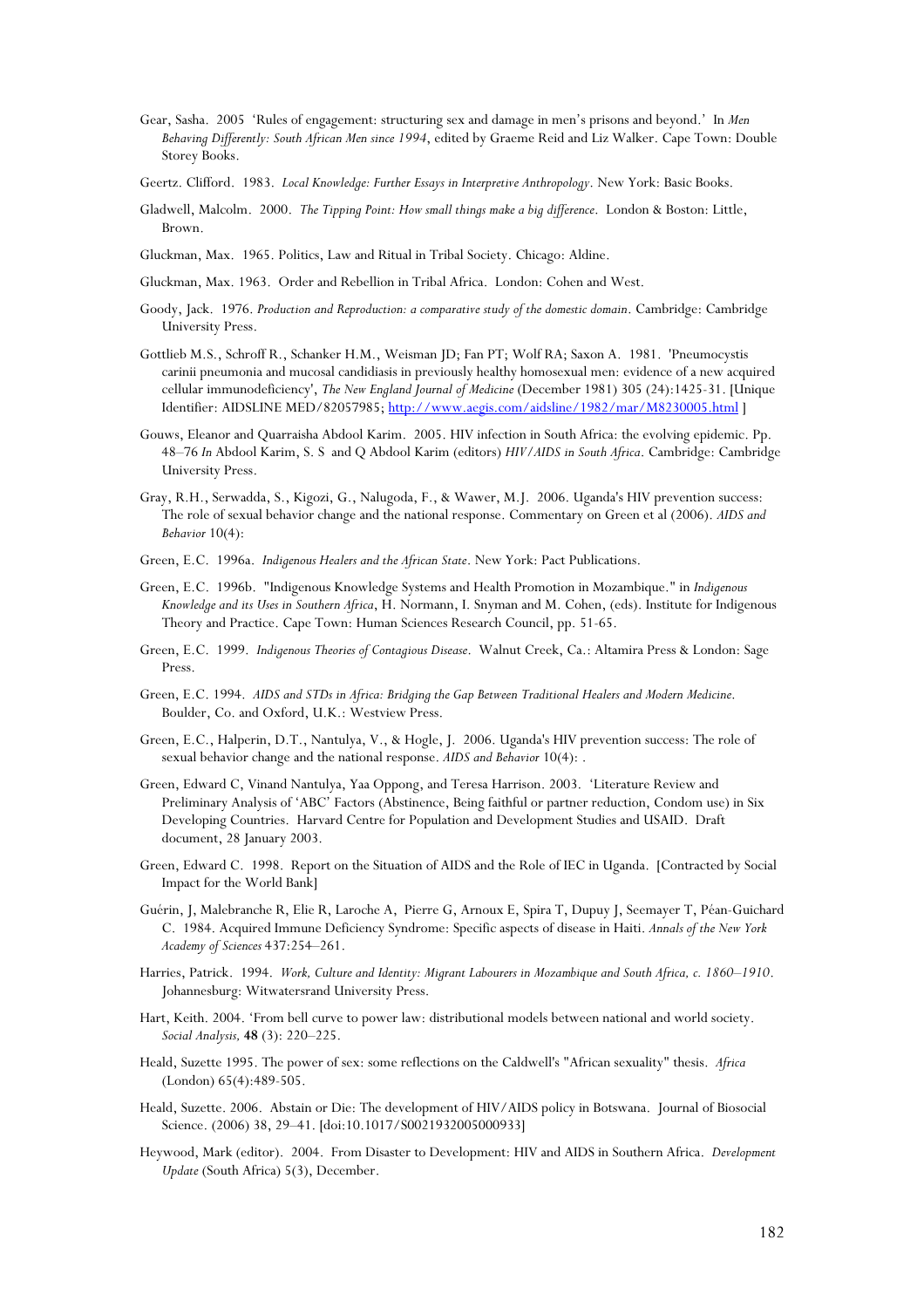Gear, Sasha. 2005 'Rules of engagement: structuring sex and damage in men's prisons and beyond.' In *Men Behaving Differently: South African Men since 1994*, edited by Graeme Reid and Liz Walker. Cape Town: Double Storey Books.

Geertz. Clifford. 1983. *Local Knowledge: Further Essays in Interpretive Anthropology*. New York: Basic Books.

Gladwell, Malcolm. 2000. *The Tipping Point: How small things make a big difference*. London & Boston: Little, Brown.

Gluckman, Max. 1965. Politics, Law and Ritual in Tribal Society. Chicago: Aldine.

Gluckman, Max. 1963. Order and Rebellion in Tribal Africa. London: Cohen and West.

Goody, Jack. 1976. *Production and Reproduction: a comparative study of the domestic domain*. Cambridge: Cambridge University Press.

Gottlieb M.S., Schroff R., Schanker H.M., Weisman JD; Fan PT; Wolf RA; Saxon A. 1981. 'Pneumocystis carinii pneumonia and mucosal candidiasis in previously healthy homosexual men: evidence of a new acquired cellular immunodeficiency', *The New England Journal of Medicine* (December 1981) 305 (24):1425-31. [Unique Identifier: AIDSLINE MED/82057985; http://www.aegis.com/aidsline/1982/mar/M8230005.html ]

Gouws, Eleanor and Quarraisha Abdool Karim. 2005. HIV infection in South Africa: the evolving epidemic. Pp. 48–76 *In* Abdool Karim, S. S and Q Abdool Karim (editors) *HIV/AIDS in South Africa*. Cambridge: Cambridge University Press.

Gray, R.H., Serwadda, S., Kigozi, G., Nalugoda, F., & Wawer, M.J. 2006. Uganda's HIV prevention success: The role of sexual behavior change and the national response. Commentary on Green et al (2006). *AIDS and Behavior* 10(4):

Green, E.C. 1996a. *Indigenous Healers and the African State*. New York: Pact Publications.

Green, E.C. 1996b. "Indigenous Knowledge Systems and Health Promotion in Mozambique." in *Indigenous Knowledge and its Uses in Southern Africa*, H. Normann, I. Snyman and M. Cohen, (eds). Institute for Indigenous Theory and Practice. Cape Town: Human Sciences Research Council, pp. 51-65.

Green, E.C. 1999. *Indigenous Theories of Contagious Disease*. Walnut Creek, Ca.: Altamira Press & London: Sage Press.

Green, E.C. 1994. *AIDS and STDs in Africa: Bridging the Gap Between Traditional Healers and Modern Medicine*. Boulder, Co. and Oxford, U.K.: Westview Press.

Green, E.C., Halperin, D.T., Nantulya, V., & Hogle, J. 2006. Uganda's HIV prevention success: The role of sexual behavior change and the national response. *AIDS and Behavior* 10(4): .

Green, Edward C, Vinand Nantulya, Yaa Oppong, and Teresa Harrison. 2003. 'Literature Review and Preliminary Analysis of 'ABC' Factors (Abstinence, Being faithful or partner reduction, Condom use) in Six Developing Countries. Harvard Centre for Population and Development Studies and USAID. Draft document, 28 January 2003.

Green, Edward C. 1998. Report on the Situation of AIDS and the Role of IEC in Uganda. [Contracted by Social Impact for the World Bank]

Guérin, J, Malebranche R, Elie R, Laroche A, Pierre G, Arnoux E, Spira T, Dupuy J, Seemayer T, Péan-Guichard C. 1984. Acquired Immune Deficiency Syndrome: Specific aspects of disease in Haiti. *Annals of the New York Academy of Sciences* 437:254–261.

Harries, Patrick. 1994. *Work, Culture and Identity: Migrant Labourers in Mozambique and South Africa, c. 1860–1910*. Johannesburg: Witwatersrand University Press.

Hart, Keith. 2004. 'From bell curve to power law: distributional models between national and world society. *Social Analysis,* **48** (3): 220–225.

Heald, Suzette 1995. The power of sex: some reflections on the Caldwell's "African sexuality" thesis. *Africa* (London) 65(4):489-505.

Heald, Suzette. 2006. Abstain or Die: The development of HIV/AIDS policy in Botswana. Journal of Biosocial Science. (2006) 38, 29–41. [doi:10.1017/S0021932005000933]

Heywood, Mark (editor). 2004. From Disaster to Development: HIV and AIDS in Southern Africa. *Development Update* (South Africa) 5(3), December.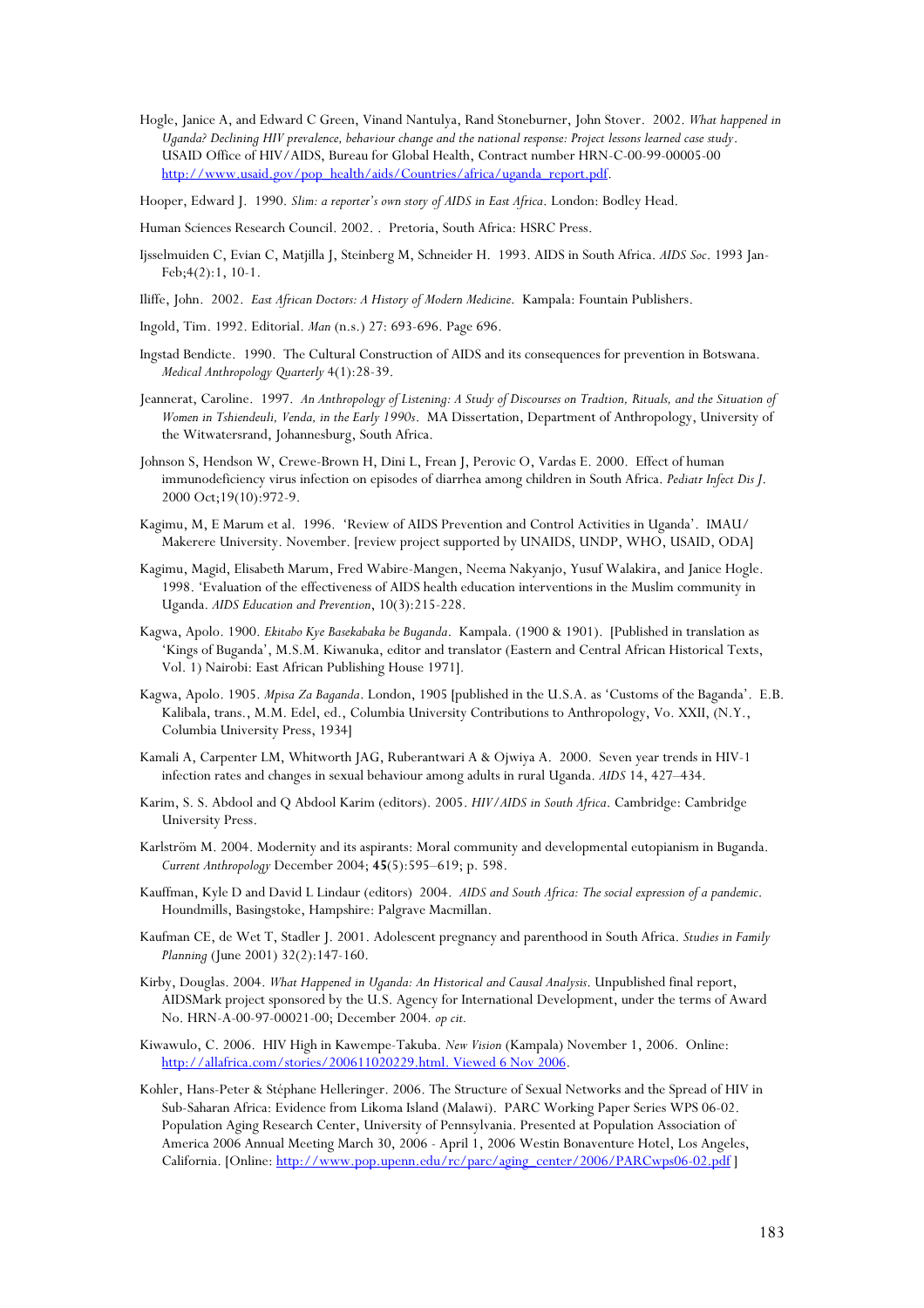Hogle, Janice A, and Edward C Green, Vinand Nantulya, Rand Stoneburner, John Stover. 2002. *What happened in Uganda? Declining HIV prevalence, behaviour change and the national response: Project lessons learned case study*. USAID Office of HIV/AIDS, Bureau for Global Health, Contract number HRN-C-00-99-00005-00 http://www.usaid.gov/pop_health/aids/Countries/africa/uganda_report.pdf.

Hooper, Edward J. 1990. *Slim: a reporter's own story of AIDS in East Africa*. London: Bodley Head.

Human Sciences Research Council. 2002. . Pretoria, South Africa: HSRC Press.

Ijsselmuiden C, Evian C, Matjilla J, Steinberg M, Schneider H. 1993. AIDS in South Africa. *AIDS Soc*. 1993 Jan-Feb;4(2):1, 10-1.

Iliffe, John. 2002. *East African Doctors: A History of Modern Medicine*. Kampala: Fountain Publishers.

Ingold, Tim. 1992. Editorial. *Man* (n.s.) 27: 693-696. Page 696.

Ingstad Bendicte. 1990. The Cultural Construction of AIDS and its consequences for prevention in Botswana. *Medical Anthropology Quarterly* 4(1):28-39.

Jeannerat, Caroline. 1997. *An Anthropology of Listening: A Study of Discourses on Tradtion, Rituals, and the Situation of Women in Tshiendeuli, Venda, in the Early 1990s*. MA Dissertation, Department of Anthropology, University of the Witwatersrand, Johannesburg, South Africa.

Johnson S, Hendson W, Crewe-Brown H, Dini L, Frean J, Perovic O, Vardas E. 2000. Effect of human immunodeficiency virus infection on episodes of diarrhea among children in South Africa. *Pediatr Infect Dis J*. 2000 Oct;19(10):972-9.

Kagimu, M, E Marum et al. 1996. 'Review of AIDS Prevention and Control Activities in Uganda'. IMAU/ Makerere University. November. [review project supported by UNAIDS, UNDP, WHO, USAID, ODA]

Kagimu, Magid, Elisabeth Marum, Fred Wabire-Mangen, Neema Nakyanjo, Yusuf Walakira, and Janice Hogle. 1998. 'Evaluation of the effectiveness of AIDS health education interventions in the Muslim community in Uganda. *AIDS Education and Prevention*, 10(3):215-228.

Kagwa, Apolo. 1900. *Ekitabo Kye Basekabaka be Buganda*. Kampala. (1900 & 1901). [Published in translation as 'Kings of Buganda', M.S.M. Kiwanuka, editor and translator (Eastern and Central African Historical Texts, Vol. 1) Nairobi: East African Publishing House 1971].

Kagwa, Apolo. 1905. *Mpisa Za Baganda*. London, 1905 [published in the U.S.A. as 'Customs of the Baganda'. E.B. Kalibala, trans., M.M. Edel, ed., Columbia University Contributions to Anthropology, Vo. XXII, (N.Y., Columbia University Press, 1934]

Kamali A, Carpenter LM, Whitworth JAG, Ruberantwari A & Ojwiya A. 2000. Seven year trends in HIV-1 infection rates and changes in sexual behaviour among adults in rural Uganda. *AIDS* 14, 427–434.

Karim, S. S. Abdool and Q Abdool Karim (editors). 2005. *HIV/AIDS in South Africa*. Cambridge: Cambridge University Press.

Karlström M. 2004. Modernity and its aspirants: Moral community and developmental eutopianism in Buganda. *Current Anthropology* December 2004; **45**(5):595–619; p. 598.

Kauffman, Kyle D and David L Lindaur (editors) 2004. *AIDS and South Africa: The social expression of a pandemic*. Houndmills, Basingstoke, Hampshire: Palgrave Macmillan.

Kaufman CE, de Wet T, Stadler J. 2001. Adolescent pregnancy and parenthood in South Africa. *Studies in Family Planning* (June 2001) 32(2):147-160.

Kirby, Douglas. 2004. *What Happened in Uganda: An Historical and Causal Analysis*. Unpublished final report, AIDSMark project sponsored by the U.S. Agency for International Development, under the terms of Award No. HRN-A-00-97-00021-00; December 2004. *op cit.*

Kiwawulo, C. 2006. HIV High in Kawempe-Takuba. *New Vision* (Kampala) November 1, 2006. Online: http://allafrica.com/stories/200611020229.html. Viewed 6 Nov 2006.

Kohler, Hans-Peter & Stéphane Helleringer. 2006. The Structure of Sexual Networks and the Spread of HIV in Sub-Saharan Africa: Evidence from Likoma Island (Malawi). PARC Working Paper Series WPS 06-02. Population Aging Research Center, University of Pennsylvania. Presented at Population Association of America 2006 Annual Meeting March 30, 2006 - April 1, 2006 Westin Bonaventure Hotel, Los Angeles, California. [Online: http://www.pop.upenn.edu/rc/parc/aging_center/2006/PARCwps06-02.pdf ]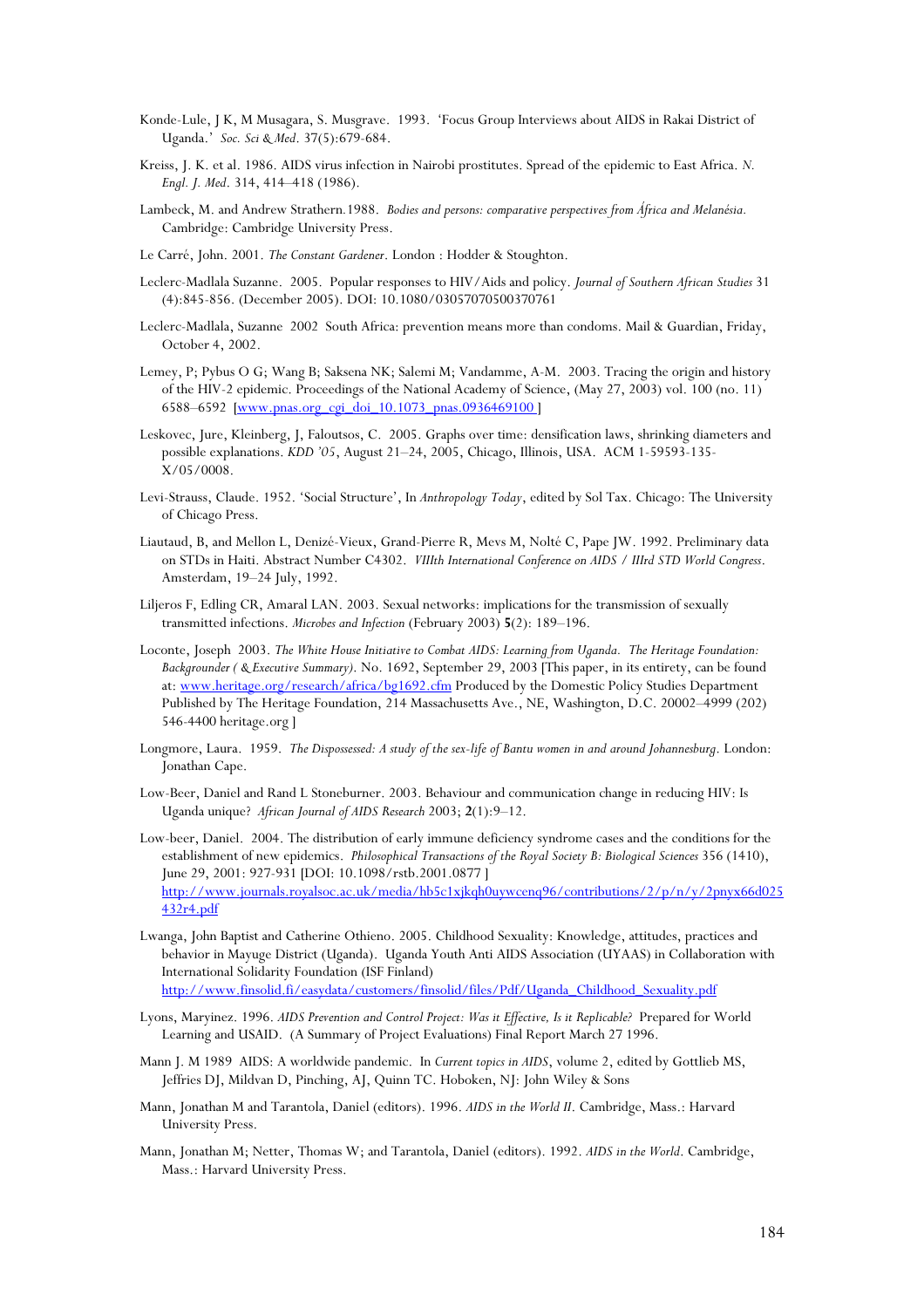Konde-Lule, J K, M Musagara, S. Musgrave. 1993. 'Focus Group Interviews about AIDS in Rakai District of Uganda.' *Soc. Sci & Med*. 37(5):679-684.

Kreiss, J. K. et al. 1986. AIDS virus infection in Nairobi prostitutes. Spread of the epidemic to East Africa. *N. Engl. J. Med*. 314, 414–418 (1986).

Lambeck, M. and Andrew Strathern.1988. *Bodies and persons: comparative perspectives from África and Melanésia*. Cambridge: Cambridge University Press.

Le Carré, John. 2001. *The Constant Gardener*. London : Hodder & Stoughton.

Leclerc-Madlala Suzanne. 2005. Popular responses to HIV/Aids and policy. *Journal of Southern African Studies* 31 (4):845-856. (December 2005). DOI: 10.1080/03057070500370761

Leclerc-Madlala, Suzanne 2002 South Africa: prevention means more than condoms. Mail & Guardian, Friday, October 4, 2002.

Lemey, P; Pybus O G; Wang B; Saksena NK; Salemi M; Vandamme, A-M. 2003. Tracing the origin and history of the HIV-2 epidemic. Proceedings of the National Academy of Science, (May 27, 2003) vol. 100 (no. 11) 6588–6592 [www.pnas.org_cgi_doi_10.1073_pnas.0936469100 ]

Leskovec, Jure, Kleinberg, J, Faloutsos, C. 2005. Graphs over time: densification laws, shrinking diameters and possible explanations. *KDD '05*, August 21–24, 2005, Chicago, Illinois, USA. ACM 1-59593-135-X/05/0008.

Levi-Strauss, Claude. 1952. 'Social Structure', In *Anthropology Today*, edited by Sol Tax. Chicago: The University of Chicago Press.

Liautaud, B, and Mellon L, Denizé-Vieux, Grand-Pierre R, Mevs M, Nolté C, Pape JW. 1992. Preliminary data on STDs in Haiti. Abstract Number C4302. *VIIIth International Conference on AIDS / IIIrd STD World Congress*. Amsterdam, 19–24 July, 1992.

Liljeros F, Edling CR, Amaral LAN. 2003. Sexual networks: implications for the transmission of sexually transmitted infections. *Microbes and Infection* (February 2003) **5**(2): 189–196.

Loconte, Joseph 2003. *The White House Initiative to Combat AIDS: Learning from Uganda. The Heritage Foundation: Backgrounder ( & Executive Summary)*. No. 1692, September 29, 2003 [This paper, in its entirety, can be found at: www.heritage.org/research/africa/bg1692.cfm Produced by the Domestic Policy Studies Department Published by The Heritage Foundation, 214 Massachusetts Ave., NE, Washington, D.C. 20002–4999 (202) 546-4400 heritage.org ]

Longmore, Laura. 1959. *The Dispossessed: A study of the sex-life of Bantu women in and around Johannesburg*. London: Jonathan Cape.

Low-Beer, Daniel and Rand L Stoneburner. 2003. Behaviour and communication change in reducing HIV: Is Uganda unique? *African Journal of AIDS Research* 2003; **2**(1):9–12.

Low-beer, Daniel. 2004. The distribution of early immune deficiency syndrome cases and the conditions for the establishment of new epidemics. *Philosophical Transactions of the Royal Society B: Biological Sciences* 356 (1410), June 29, 2001: 927-931 [DOI: 10.1098/rstb.2001.0877 ] http://www.journals.royalsoc.ac.uk/media/hb5c1xjkqh0uywcenq96/contributions/2/p/n/y/2pnyx66d025432r4.pdf

Lwanga, John Baptist and Catherine Othieno. 2005. Childhood Sexuality: Knowledge, attitudes, practices and behavior in Mayuge District (Uganda). Uganda Youth Anti AIDS Association (UYAAS) in Collaboration with International Solidarity Foundation (ISF Finland) http://www.finsolid.fi/easydata/customers/finsolid/files/Pdf/Uganda_Childhood_Sexuality.pdf

Lyons, Maryinez. 1996. *AIDS Prevention and Control Project: Was it Effective, Is it Replicable?* Prepared for World Learning and USAID. (A Summary of Project Evaluations) Final Report March 27 1996.

Mann J. M 1989 AIDS: A worldwide pandemic. In *Current topics in AIDS*, volume 2, edited by Gottlieb MS, Jeffries DJ, Mildvan D, Pinching, AJ, Quinn TC. Hoboken, NJ: John Wiley & Sons

Mann, Jonathan M and Tarantola, Daniel (editors). 1996. *AIDS in the World II*. Cambridge, Mass.: Harvard University Press.

Mann, Jonathan M; Netter, Thomas W; and Tarantola, Daniel (editors). 1992. *AIDS in the World*. Cambridge, Mass.: Harvard University Press.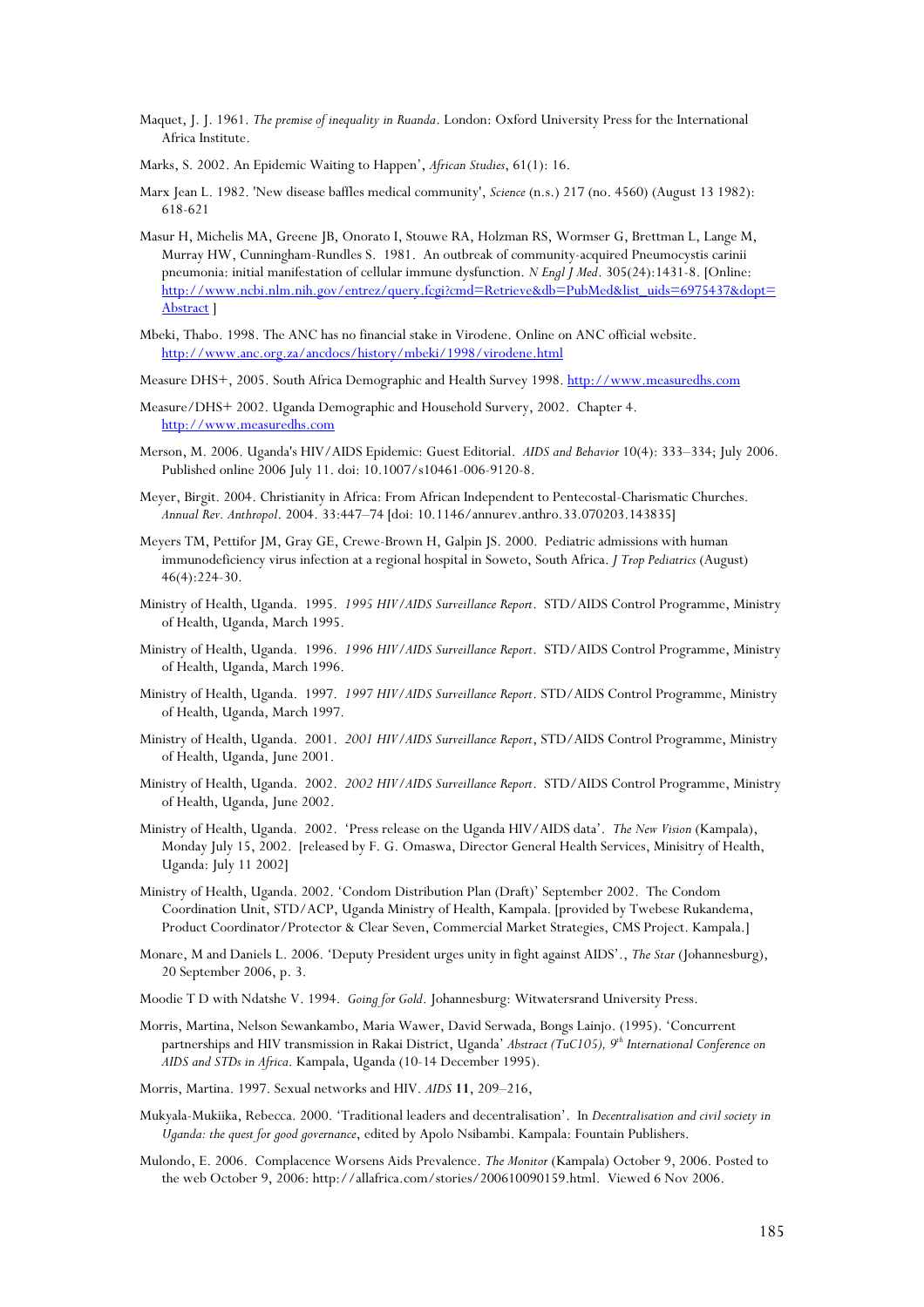Maquet, J. J. 1961. *The premise of inequality in Ruanda*. London: Oxford University Press for the International Africa Institute.

Marks, S. 2002. An Epidemic Waiting to Happen', *African Studies*, 61(1): 16.

Marx Jean L. 1982. 'New disease baffles medical community', *Science* (n.s.) 217 (no. 4560) (August 13 1982): 618-621

Masur H, Michelis MA, Greene JB, Onorato I, Stouwe RA, Holzman RS, Wormser G, Brettman L, Lange M, Murray HW, Cunningham-Rundles S. 1981. An outbreak of community-acquired Pneumocystis carinii pneumonia: initial manifestation of cellular immune dysfunction. *N Engl J Med*. 305(24):1431-8. [Online: http://www.ncbi.nlm.nih.gov/entrez/query.fcgi?cmd=Retrieve&db=PubMed&list_uids=6975437&dopt=Abstract ]

Mbeki, Thabo. 1998. The ANC has no financial stake in Virodene. Online on ANC official website. http://www.anc.org.za/ancdocs/history/mbeki/1998/virodene.html

Measure DHS+, 2005. South Africa Demographic and Health Survey 1998. http://www.measuredhs.com

Measure/DHS+ 2002. Uganda Demographic and Household Survery, 2002. Chapter 4. http://www.measuredhs.com

Merson, M. 2006. Uganda's HIV/AIDS Epidemic: Guest Editorial. *AIDS and Behavior* 10(4): 333–334; July 2006. Published online 2006 July 11. doi: 10.1007/s10461-006-9120-8.

Meyer, Birgit. 2004. Christianity in Africa: From African Independent to Pentecostal-Charismatic Churches. *Annual Rev. Anthropol*. 2004. 33:447–74 [doi: 10.1146/annurev.anthro.33.070203.143835]

Meyers TM, Pettifor JM, Gray GE, Crewe-Brown H, Galpin JS. 2000. Pediatric admissions with human immunodeficiency virus infection at a regional hospital in Soweto, South Africa. *J Trop Pediatrics* (August) 46(4):224-30.

Ministry of Health, Uganda. 1995. *1995 HIV/AIDS Surveillance Report*. STD/AIDS Control Programme, Ministry of Health, Uganda, March 1995.

Ministry of Health, Uganda. 1996. *1996 HIV/AIDS Surveillance Report*. STD/AIDS Control Programme, Ministry of Health, Uganda, March 1996.

Ministry of Health, Uganda. 1997. *1997 HIV/AIDS Surveillance Report*. STD/AIDS Control Programme, Ministry of Health, Uganda, March 1997.

Ministry of Health, Uganda. 2001. *2001 HIV/AIDS Surveillance Report*, STD/AIDS Control Programme, Ministry of Health, Uganda, June 2001.

Ministry of Health, Uganda. 2002. *2002 HIV/AIDS Surveillance Report*. STD/AIDS Control Programme, Ministry of Health, Uganda, June 2002.

Ministry of Health, Uganda. 2002. 'Press release on the Uganda HIV/AIDS data'. *The New Vision* (Kampala), Monday July 15, 2002. [released by F. G. Omaswa, Director General Health Services, Minisitry of Health, Uganda: July 11 2002]

Ministry of Health, Uganda. 2002. 'Condom Distribution Plan (Draft)' September 2002. The Condom Coordination Unit, STD/ACP, Uganda Ministry of Health, Kampala. [provided by Twebese Rukandema, Product Coordinator/Protector & Clear Seven, Commercial Market Strategies, CMS Project. Kampala.]

Monare, M and Daniels L. 2006. 'Deputy President urges unity in fight against AIDS'., *The Star* (Johannesburg), 20 September 2006, p. 3.

Moodie T D with Ndatshe V. 1994. *Going for Gold*. Johannesburg: Witwatersrand University Press.

Morris, Martina, Nelson Sewankambo, Maria Wawer, David Serwada, Bongs Lainjo. (1995). 'Concurrent partnerships and HIV transmission in Rakai District, Uganda' *Abstract (TuC105), 9th International Conference on AIDS and STDs in Africa*. Kampala, Uganda (10-14 December 1995).

Morris, Martina. 1997. Sexual networks and HIV. *AIDS* **11**, 209–216,

Mukyala-Mukiika, Rebecca. 2000. 'Traditional leaders and decentralisation'. In *Decentralisation and civil society in Uganda: the quest for good governance*, edited by Apolo Nsibambi. Kampala: Fountain Publishers.

Mulondo, E. 2006. Complacence Worsens Aids Prevalence. *The Monitor* (Kampala) October 9, 2006. Posted to the web October 9, 2006: http://allafrica.com/stories/200610090159.html. Viewed 6 Nov 2006.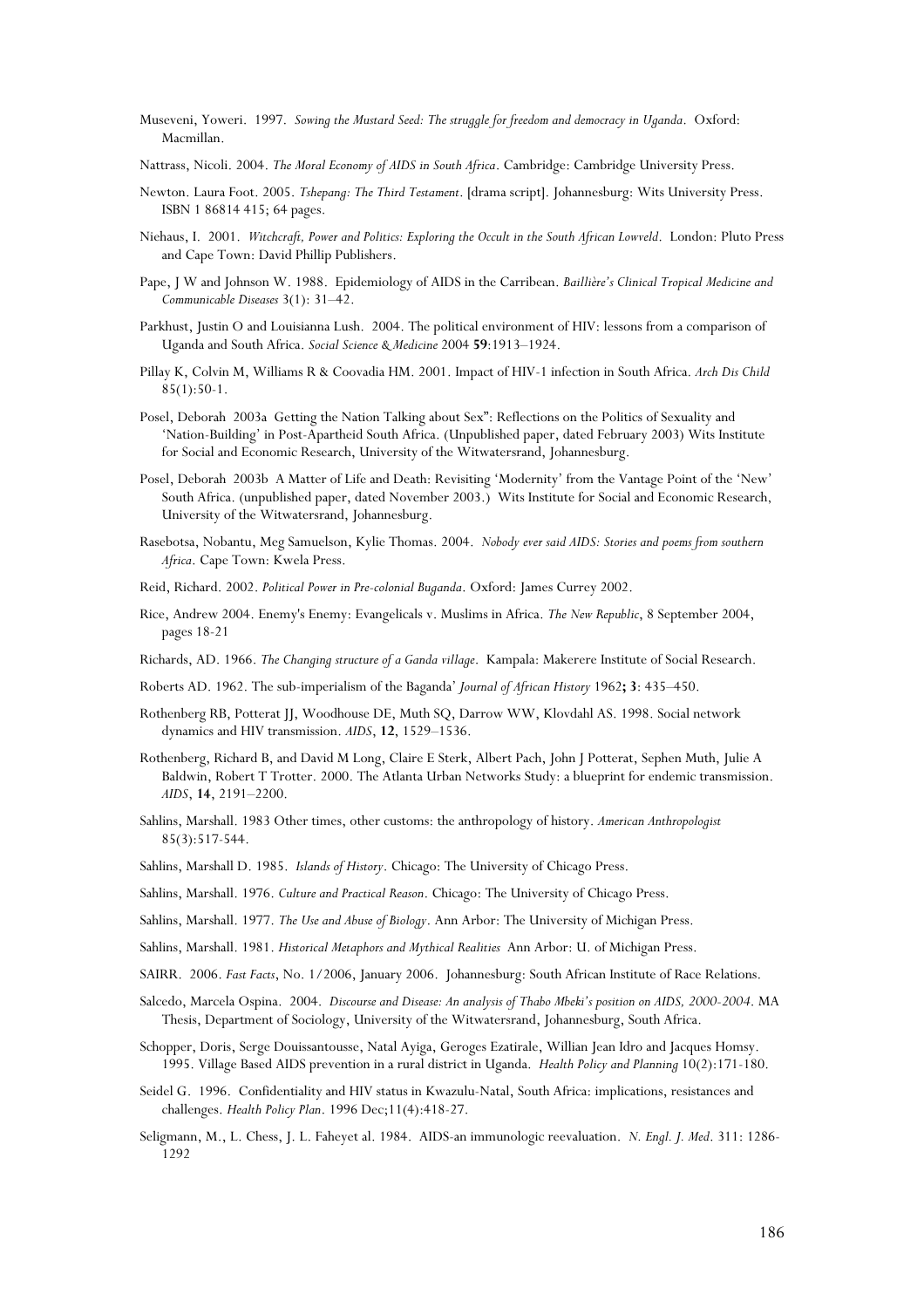Museveni, Yoweri. 1997. *Sowing the Mustard Seed: The struggle for freedom and democracy in Uganda*. Oxford: Macmillan.

Nattrass, Nicoli. 2004. *The Moral Economy of AIDS in South Africa*. Cambridge: Cambridge University Press.

Newton. Laura Foot. 2005. *Tshepang: The Third Testament*. [drama script]. Johannesburg: Wits University Press. ISBN 1 86814 415; 64 pages.

Niehaus, I. 2001. *Witchcraft, Power and Politics: Exploring the Occult in the South African Lowveld*. London: Pluto Press and Cape Town: David Phillip Publishers.

Pape, J W and Johnson W. 1988. Epidemiology of AIDS in the Carribean. *Baillière's Clinical Tropical Medicine and Communicable Diseases* 3(1): 31–42.

Parkhust, Justin O and Louisianna Lush. 2004. The political environment of HIV: lessons from a comparison of Uganda and South Africa. *Social Science & Medicine* 2004 **59**:1913–1924.

Pillay K, Colvin M, Williams R & Coovadia HM. 2001. Impact of HIV-1 infection in South Africa. *Arch Dis Child* 85(1):50-1.

Posel, Deborah 2003a Getting the Nation Talking about Sex": Reflections on the Politics of Sexuality and 'Nation-Building' in Post-Apartheid South Africa. (Unpublished paper, dated February 2003) Wits Institute for Social and Economic Research, University of the Witwatersrand, Johannesburg.

Posel, Deborah 2003b A Matter of Life and Death: Revisiting 'Modernity' from the Vantage Point of the 'New' South Africa. (unpublished paper, dated November 2003.) Wits Institute for Social and Economic Research, University of the Witwatersrand, Johannesburg.

Rasebotsa, Nobantu, Meg Samuelson, Kylie Thomas. 2004. *Nobody ever said AIDS: Stories and poems from southern Africa*. Cape Town: Kwela Press.

Reid, Richard. 2002. *Political Power in Pre-colonial Buganda*. Oxford: James Currey 2002.

Rice, Andrew 2004. Enemy's Enemy: Evangelicals v. Muslims in Africa. *The New Republic*, 8 September 2004, pages 18-21

Richards, AD. 1966. *The Changing structure of a Ganda village*. Kampala: Makerere Institute of Social Research.

Roberts AD. 1962. The sub-imperialism of the Baganda' *Journal of African History* 1962**; 3**: 435–450.

Rothenberg RB, Potterat JJ, Woodhouse DE, Muth SQ, Darrow WW, Klovdahl AS. 1998. Social network dynamics and HIV transmission. *AIDS*, **12**, 1529–1536.

Rothenberg, Richard B, and David M Long, Claire E Sterk, Albert Pach, John J Potterat, Sephen Muth, Julie A Baldwin, Robert T Trotter. 2000. The Atlanta Urban Networks Study: a blueprint for endemic transmission. *AIDS*, **14**, 2191–2200.

Sahlins, Marshall. 1983 Other times, other customs: the anthropology of history. *American Anthropologist* 85(3):517-544.

Sahlins, Marshall D. 1985. *Islands of History*. Chicago: The University of Chicago Press.

Sahlins, Marshall. 1976. *Culture and Practical Reason*. Chicago: The University of Chicago Press.

Sahlins, Marshall. 1977. *The Use and Abuse of Biology*. Ann Arbor: The University of Michigan Press.

Sahlins, Marshall. 1981. *Historical Metaphors and Mythical Realities* Ann Arbor: U. of Michigan Press.

SAIRR. 2006. *Fast Facts*, No. 1/2006, January 2006. Johannesburg: South African Institute of Race Relations.

Salcedo, Marcela Ospina. 2004. *Discourse and Disease: An analysis of Thabo Mbeki's position on AIDS, 2000-2004*. MA Thesis, Department of Sociology, University of the Witwatersrand, Johannesburg, South Africa.

Schopper, Doris, Serge Douissantousse, Natal Ayiga, Geroges Ezatirale, Willian Jean Idro and Jacques Homsy. 1995. Village Based AIDS prevention in a rural district in Uganda. *Health Policy and Planning* 10(2):171-180.

Seidel G. 1996. Confidentiality and HIV status in Kwazulu-Natal, South Africa: implications, resistances and challenges. *Health Policy Plan*. 1996 Dec;11(4):418-27.

Seligmann, M., L. Chess, J. L. Faheyet al. 1984. AIDS-an immunologic reevaluation. *N. Engl. J. Med*. 311: 1286-1292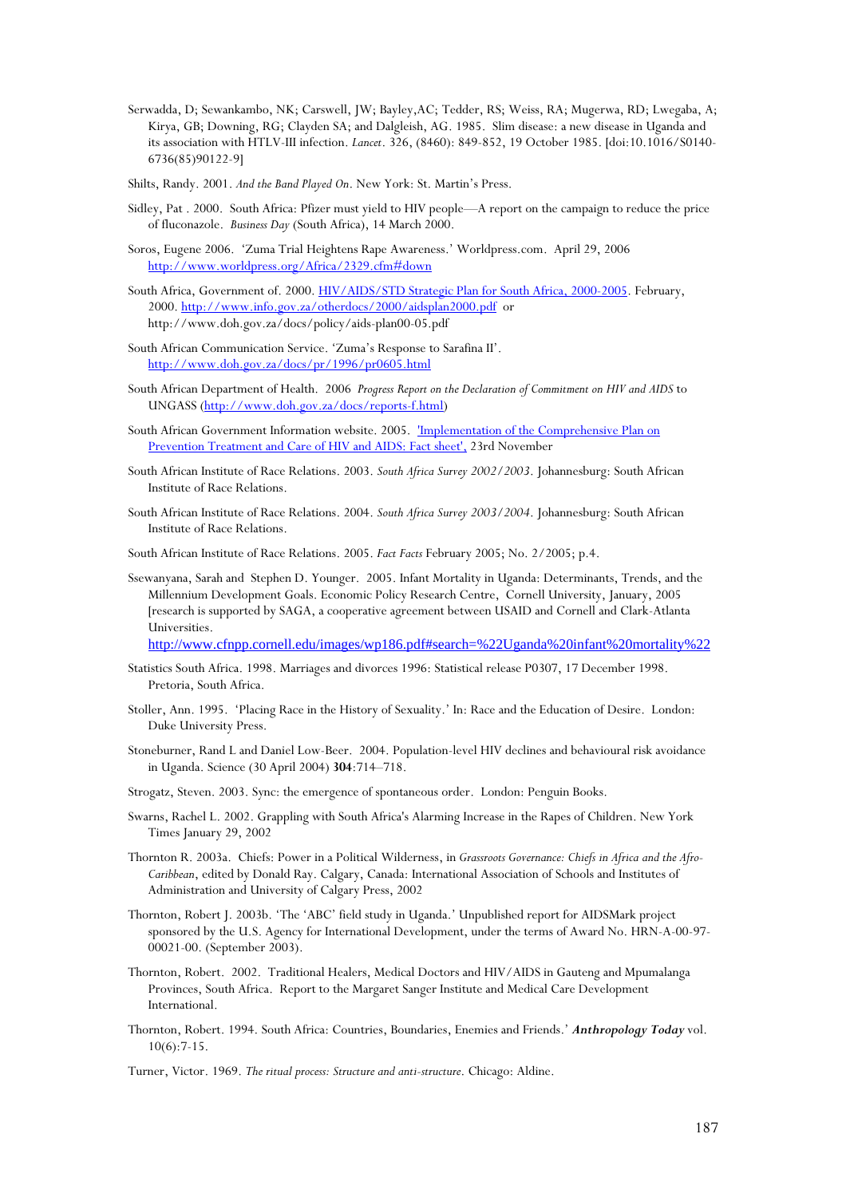Serwadda, D; Sewankambo, NK; Carswell, JW; Bayley,AC; Tedder, RS; Weiss, RA; Mugerwa, RD; Lwegaba, A; Kirya, GB; Downing, RG; Clayden SA; and Dalgleish, AG. 1985. Slim disease: a new disease in Uganda and its association with HTLV-III infection. *Lancet*. 326, (8460): 849-852, 19 October 1985. [doi:10.1016/S0140-6736(85)90122-9]

Shilts, Randy. 2001. *And the Band Played On*. New York: St. Martin's Press.

Sidley, Pat . 2000. South Africa: Pfizer must yield to HIV people—A report on the campaign to reduce the price of fluconazole. *Business Day* (South Africa), 14 March 2000.

Soros, Eugene 2006. 'Zuma Trial Heightens Rape Awareness.' Worldpress.com. April 29, 2006 http://www.worldpress.org/Africa/2329.cfm#down

South Africa, Government of. 2000. HIV/AIDS/STD Strategic Plan for South Africa, 2000-2005. February, 2000. http://www.info.gov.za/otherdocs/2000/aidsplan2000.pdf or http://www.doh.gov.za/docs/policy/aids-plan00-05.pdf

South African Communication Service. 'Zuma's Response to Sarafina II'. http://www.doh.gov.za/docs/pr/1996/pr0605.html

South African Department of Health. 2006 *Progress Report on the Declaration of Commitment on HIV and AIDS* to UNGASS (http://www.doh.gov.za/docs/reports-f.html)

South African Government Information website. 2005. 'Implementation of the Comprehensive Plan on Prevention Treatment and Care of HIV and AIDS: Fact sheet', 23rd November

South African Institute of Race Relations. 2003. *South Africa Survey 2002/2003*. Johannesburg: South African Institute of Race Relations.

South African Institute of Race Relations. 2004. *South Africa Survey 2003/2004*. Johannesburg: South African Institute of Race Relations.

South African Institute of Race Relations. 2005. *Fact Facts* February 2005; No. 2/2005; p.4.

Ssewanyana, Sarah and Stephen D. Younger. 2005. Infant Mortality in Uganda: Determinants, Trends, and the Millennium Development Goals. Economic Policy Research Centre, Cornell University, January, 2005 [research is supported by SAGA, a cooperative agreement between USAID and Cornell and Clark-Atlanta Universities. http://www.cfnpp.cornell.edu/images/wp186.pdf#search=%22Uganda%20infant%20mortality%22

Statistics South Africa. 1998. Marriages and divorces 1996: Statistical release P0307, 17 December 1998. Pretoria, South Africa.

Stoller, Ann. 1995. 'Placing Race in the History of Sexuality.' In: Race and the Education of Desire. London: Duke University Press.

Stoneburner, Rand L and Daniel Low-Beer. 2004. Population-level HIV declines and behavioural risk avoidance in Uganda. Science (30 April 2004) **304**:714–718.

Strogatz, Steven. 2003. Sync: the emergence of spontaneous order. London: Penguin Books.

Swarns, Rachel L. 2002. Grappling with South Africa's Alarming Increase in the Rapes of Children. New York Times January 29, 2002

Thornton R. 2003a. Chiefs: Power in a Political Wilderness, in *Grassroots Governance: Chiefs in Africa and the Afro-Caribbean*, edited by Donald Ray. Calgary, Canada: International Association of Schools and Institutes of Administration and University of Calgary Press, 2002

Thornton, Robert J. 2003b. 'The 'ABC' field study in Uganda.' Unpublished report for AIDSMark project sponsored by the U.S. Agency for International Development, under the terms of Award No. HRN-A-00-97-00021-00. (September 2003).

Thornton, Robert. 2002. Traditional Healers, Medical Doctors and HIV/AIDS in Gauteng and Mpumalanga Provinces, South Africa. Report to the Margaret Sanger Institute and Medical Care Development International.

Thornton, Robert. 1994. South Africa: Countries, Boundaries, Enemies and Friends.' ***Anthropology Today*** vol. 10(6):7-15.

Turner, Victor. 1969. *The ritual process: Structure and anti-structure*. Chicago: Aldine.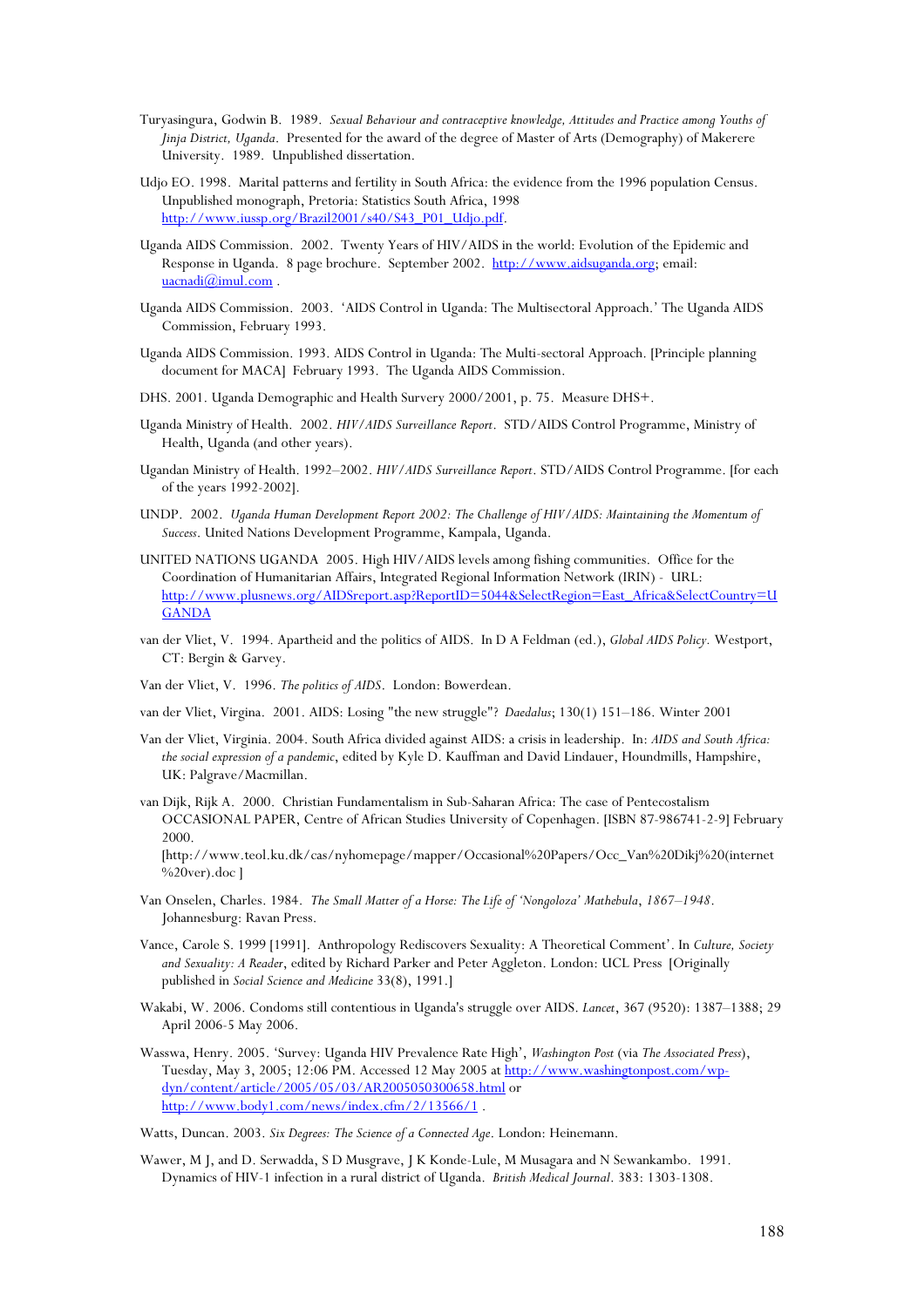Turyasingura, Godwin B. 1989. *Sexual Behaviour and contraceptive knowledge, Attitudes and Practice among Youths of Jinja District, Uganda*. Presented for the award of the degree of Master of Arts (Demography) of Makerere University. 1989. Unpublished dissertation.

Udjo EO. 1998. Marital patterns and fertility in South Africa: the evidence from the 1996 population Census. Unpublished monograph, Pretoria: Statistics South Africa, 1998 http://www.iussp.org/Brazil2001/s40/S43_P01_Udjo.pdf.

Uganda AIDS Commission. 2002. Twenty Years of HIV/AIDS in the world: Evolution of the Epidemic and Response in Uganda. 8 page brochure. September 2002. http://www.aidsuganda.org; email: uacnadi@imul.com .

Uganda AIDS Commission. 2003. 'AIDS Control in Uganda: The Multisectoral Approach.' The Uganda AIDS Commission, February 1993.

Uganda AIDS Commission. 1993. AIDS Control in Uganda: The Multi-sectoral Approach. [Principle planning document for MACA] February 1993. The Uganda AIDS Commission.

DHS. 2001. Uganda Demographic and Health Survery 2000/2001, p. 75. Measure DHS+.

Uganda Ministry of Health. 2002. *HIV/AIDS Surveillance Report*. STD/AIDS Control Programme, Ministry of Health, Uganda (and other years).

Ugandan Ministry of Health. 1992–2002. *HIV/AIDS Surveillance Report*. STD/AIDS Control Programme. [for each of the years 1992-2002].

UNDP. 2002. *Uganda Human Development Report 2002: The Challenge of HIV/AIDS: Maintaining the Momentum of Success*. United Nations Development Programme, Kampala, Uganda.

UNITED NATIONS UGANDA 2005. High HIV/AIDS levels among fishing communities. Office for the Coordination of Humanitarian Affairs, Integrated Regional Information Network (IRIN) - URL: http://www.plusnews.org/AIDSreport.asp?ReportID=5044&SelectRegion=East_Africa&SelectCountry=UGANDA

van der Vliet, V. 1994. Apartheid and the politics of AIDS. In D A Feldman (ed.), *Global AIDS Policy.* Westport, CT: Bergin & Garvey.

Van der Vliet, V. 1996. *The politics of AIDS*. London: Bowerdean.

van der Vliet, Virgina. 2001. AIDS: Losing "the new struggle"? *Daedalus*; 130(1) 151–186. Winter 2001

Van der Vliet, Virginia. 2004. South Africa divided against AIDS: a crisis in leadership. In: *AIDS and South Africa: the social expression of a pandemic*, edited by Kyle D. Kauffman and David Lindauer, Houndmills, Hampshire, UK: Palgrave/Macmillan.

van Dijk, Rijk A. 2000. Christian Fundamentalism in Sub-Saharan Africa: The case of Pentecostalism OCCASIONAL PAPER, Centre of African Studies University of Copenhagen. [ISBN 87-986741-2-9] February 2000.
[http://www.teol.ku.dk/cas/nyhomepage/mapper/Occasional%20Papers/Occ_Van%20Dikj%20(internet%20ver).doc ]

Van Onselen, Charles. 1984. *The Small Matter of a Horse: The Life of 'Nongoloza' Mathebula, 1867–1948*. Johannesburg: Ravan Press.

Vance, Carole S. 1999 [1991]. Anthropology Rediscovers Sexuality: A Theoretical Comment'. In *Culture, Society and Sexuality: A Reader*, edited by Richard Parker and Peter Aggleton. London: UCL Press [Originally published in *Social Science and Medicine* 33(8), 1991.]

Wakabi, W. 2006. Condoms still contentious in Uganda's struggle over AIDS. *Lancet*, 367 (9520): 1387–1388; 29 April 2006-5 May 2006.

Wasswa, Henry. 2005. 'Survey: Uganda HIV Prevalence Rate High', *Washington Post* (via *The Associated Press*), Tuesday, May 3, 2005; 12:06 PM. Accessed 12 May 2005 at http://www.washingtonpost.com/wp-dyn/content/article/2005/05/03/AR2005050300658.html or http://www.body1.com/news/index.cfm/2/13566/1 .

Watts, Duncan. 2003. *Six Degrees: The Science of a Connected Age*. London: Heinemann.

Wawer, M J, and D. Serwadda, S D Musgrave, J K Konde-Lule, M Musagara and N Sewankambo. 1991. Dynamics of HIV-1 infection in a rural district of Uganda. *British Medical Journal*. 383: 1303-1308.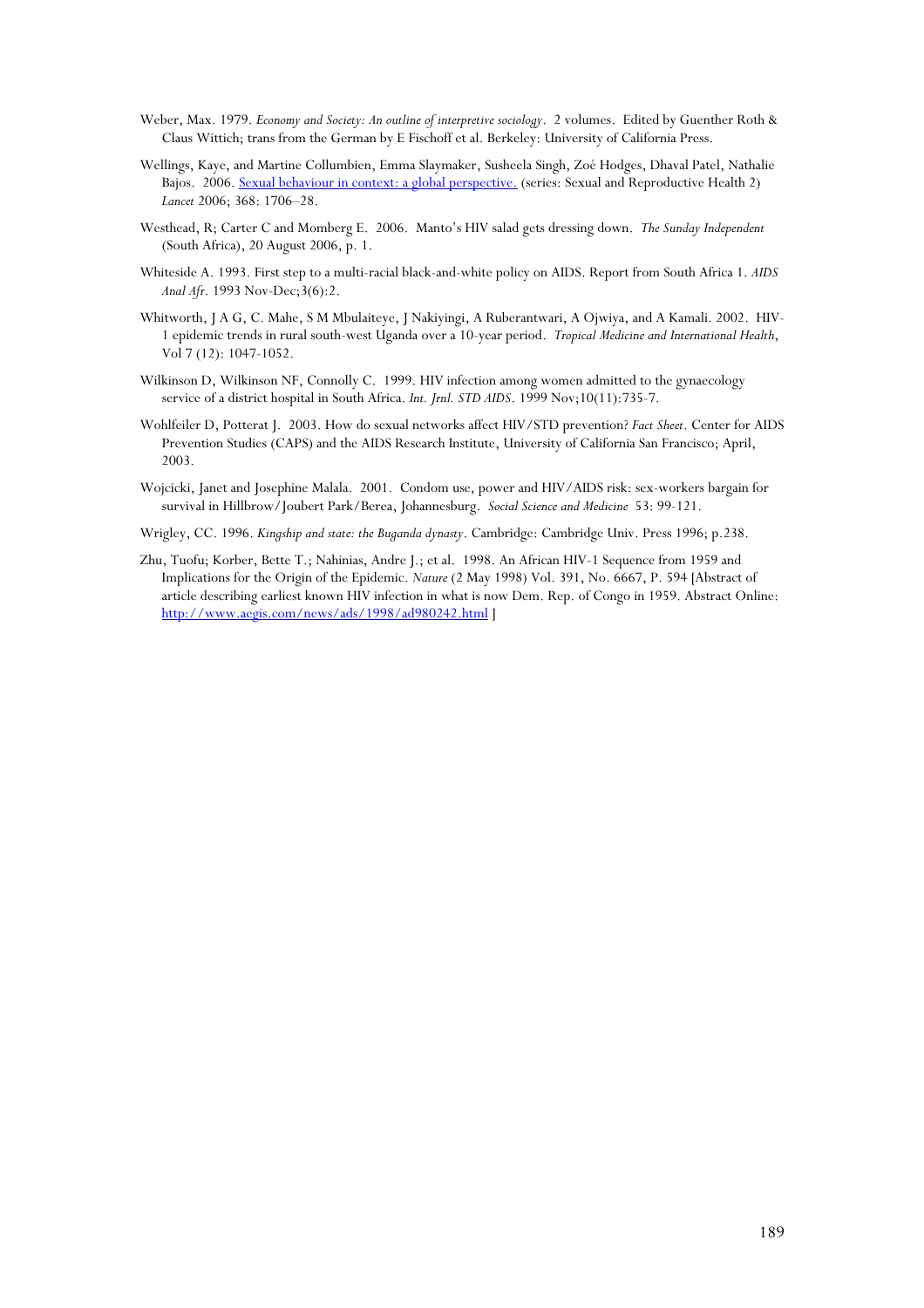Weber, Max. 1979. *Economy and Society: An outline of interpretive sociology*. 2 volumes. Edited by Guenther Roth & Claus Wittich; trans from the German by E Fischoff et al. Berkeley: University of California Press.

Wellings, Kaye, and Martine Collumbien, Emma Slaymaker, Susheela Singh, Zoé Hodges, Dhaval Patel, Nathalie Bajos. 2006. [Sexual behaviour in context: a global perspective.]() (series: Sexual and Reproductive Health 2) *Lancet* 2006; 368: 1706–28.

Westhead, R; Carter C and Momberg E. 2006. Manto's HIV salad gets dressing down. *The Sunday Independent* (South Africa), 20 August 2006, p. 1.

Whiteside A. 1993. First step to a multi-racial black-and-white policy on AIDS. Report from South Africa 1. *AIDS Anal Afr*. 1993 Nov-Dec;3(6):2.

Whitworth, J A G, C. Mahe, S M Mbulaiteye, J Nakiyingi, A Ruberantwari, A Ojwiya, and A Kamali. 2002. HIV-1 epidemic trends in rural south-west Uganda over a 10-year period. *Tropical Medicine and International Health*, Vol 7 (12): 1047-1052.

Wilkinson D, Wilkinson NF, Connolly C. 1999. HIV infection among women admitted to the gynaecology service of a district hospital in South Africa. *Int. Jrnl. STD AIDS*. 1999 Nov;10(11):735-7.

Wohlfeiler D, Potterat J. 2003. How do sexual networks affect HIV/STD prevention? *Fact Sheet*. Center for AIDS Prevention Studies (CAPS) and the AIDS Research Institute, University of California San Francisco; April, 2003.

Wojcicki, Janet and Josephine Malala. 2001. Condom use, power and HIV/AIDS risk: sex-workers bargain for survival in Hillbrow/Joubert Park/Berea, Johannesburg. *Social Science and Medicine* 53: 99-121.

Wrigley, CC. 1996. *Kingship and state: the Buganda dynasty*. Cambridge: Cambridge Univ. Press 1996; p.238.

Zhu, Tuofu; Korber, Bette T.; Nahinias, Andre J.; et al. 1998. An African HIV-1 Sequence from 1959 and Implications for the Origin of the Epidemic. *Nature* (2 May 1998) Vol. 391, No. 6667, P. 594 [Abstract of article describing earliest known HIV infection in what is now Dem. Rep. of Congo in 1959. Abstract Online: [http://www.aegis.com/news/ads/1998/ad980242.html](http://www.aegis.com/news/ads/1998/ad980242.html) ]